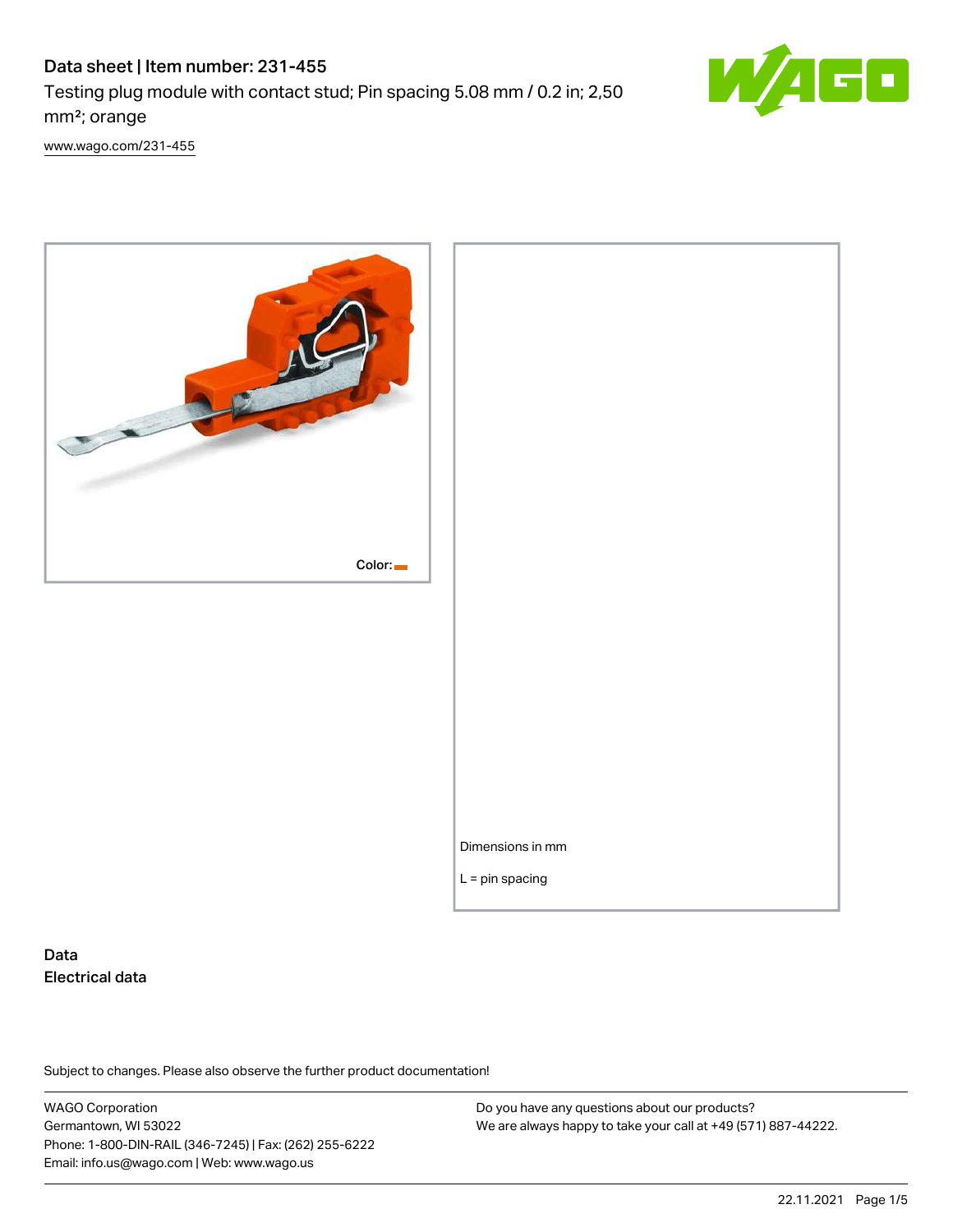# Data sheet | Item number: 231-455

Testing plug module with contact stud; Pin spacing 5.08 mm / 0.2 in; 2,50 mm²; orange

www.wago.com/231-455

Color:

Dimensions in mm

L = pin spacing

## Data

### Electrical data

Subject to changes. Please also observe the further product documentation!

WAGO Corporation
Germantown, WI 53022
Phone: 1-800-DIN-RAIL (346-7245) | Fax: (262) 255-6222
Email: info.us@wago.com | Web: www.wago.us

Do you have any questions about our products?
We are always happy to take your call at +49 (571) 887-44222.

22.11.2021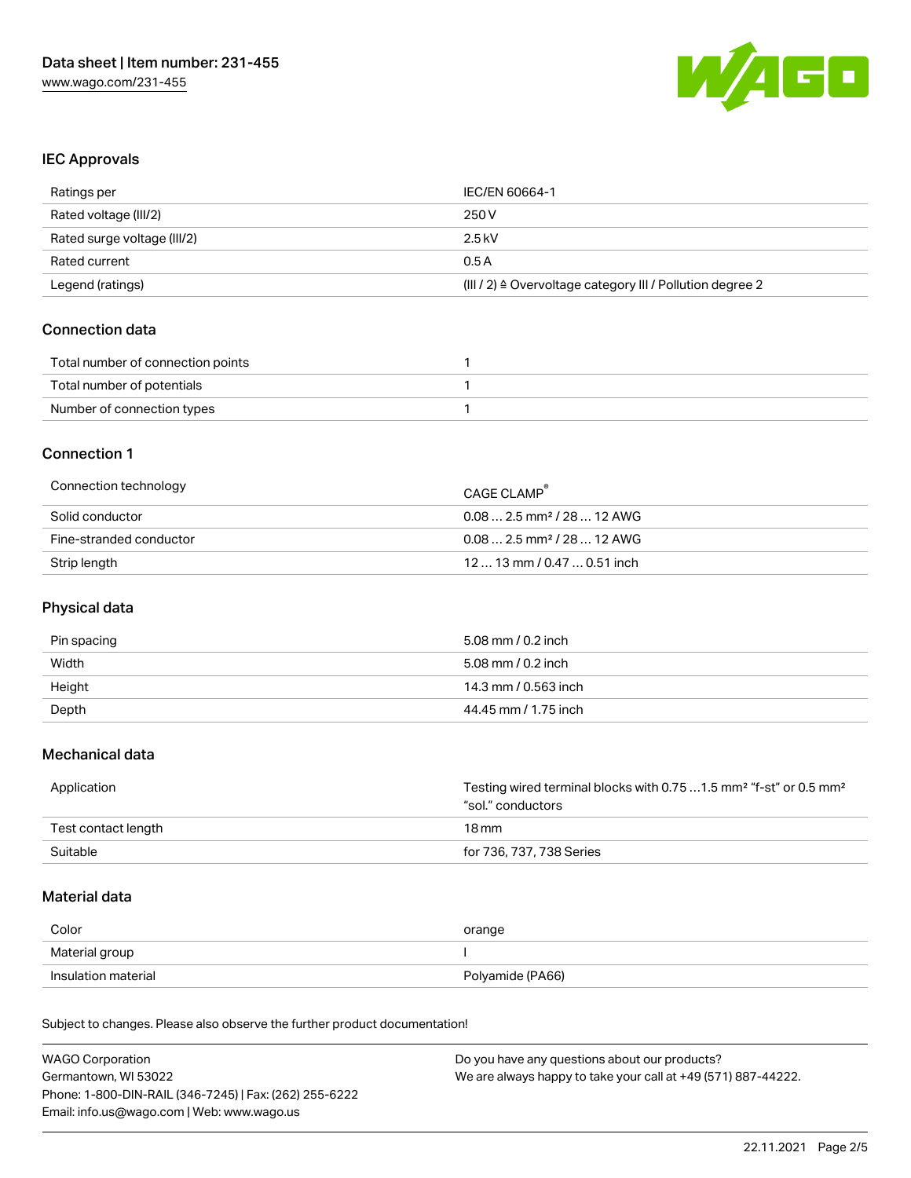## IEC Approvals

| | |
|---|---|
| Ratings per | IEC/EN 60664-1 |
| Rated voltage (III/2) | 250 V |
| Rated surge voltage (III/2) | 2.5 kV |
| Rated current | 0.5 A |
| Legend (ratings) | (III / 2) ≙ Overvoltage category III / Pollution degree 2 |

## Connection data

| | |
|---|---|
| Total number of connection points | 1 |
| Total number of potentials | 1 |
| Number of connection types | 1 |

## Connection 1

| | |
|---|---|
| Connection technology | CAGE CLAMP® |
| Solid conductor | 0.08 … 2.5 mm² / 28 … 12 AWG |
| Fine-stranded conductor | 0.08 … 2.5 mm² / 28 … 12 AWG |
| Strip length | 12 … 13 mm / 0.47 … 0.51 inch |

## Physical data

| | |
|---|---|
| Pin spacing | 5.08 mm / 0.2 inch |
| Width | 5.08 mm / 0.2 inch |
| Height | 14.3 mm / 0.563 inch |
| Depth | 44.45 mm / 1.75 inch |

## Mechanical data

| | |
|---|---|
| Application | Testing wired terminal blocks with 0.75 …1.5 mm² “f-st” or 0.5 mm² “sol.” conductors |
| Test contact length | 18 mm |
| Suitable | for 736, 737, 738 Series |

## Material data

| | |
|---|---|
| Color | orange |
| Material group | I |
| Insulation material | Polyamide (PA66) |

Subject to changes. Please also observe the further product documentation!

WAGO Corporation
Germantown, WI 53022
Phone: 1-800-DIN-RAIL (346-7245) | Fax: (262) 255-6222
Email: info.us@wago.com | Web: www.wago.us

Do you have any questions about our products?
We are always happy to take your call at +49 (571) 887-44222.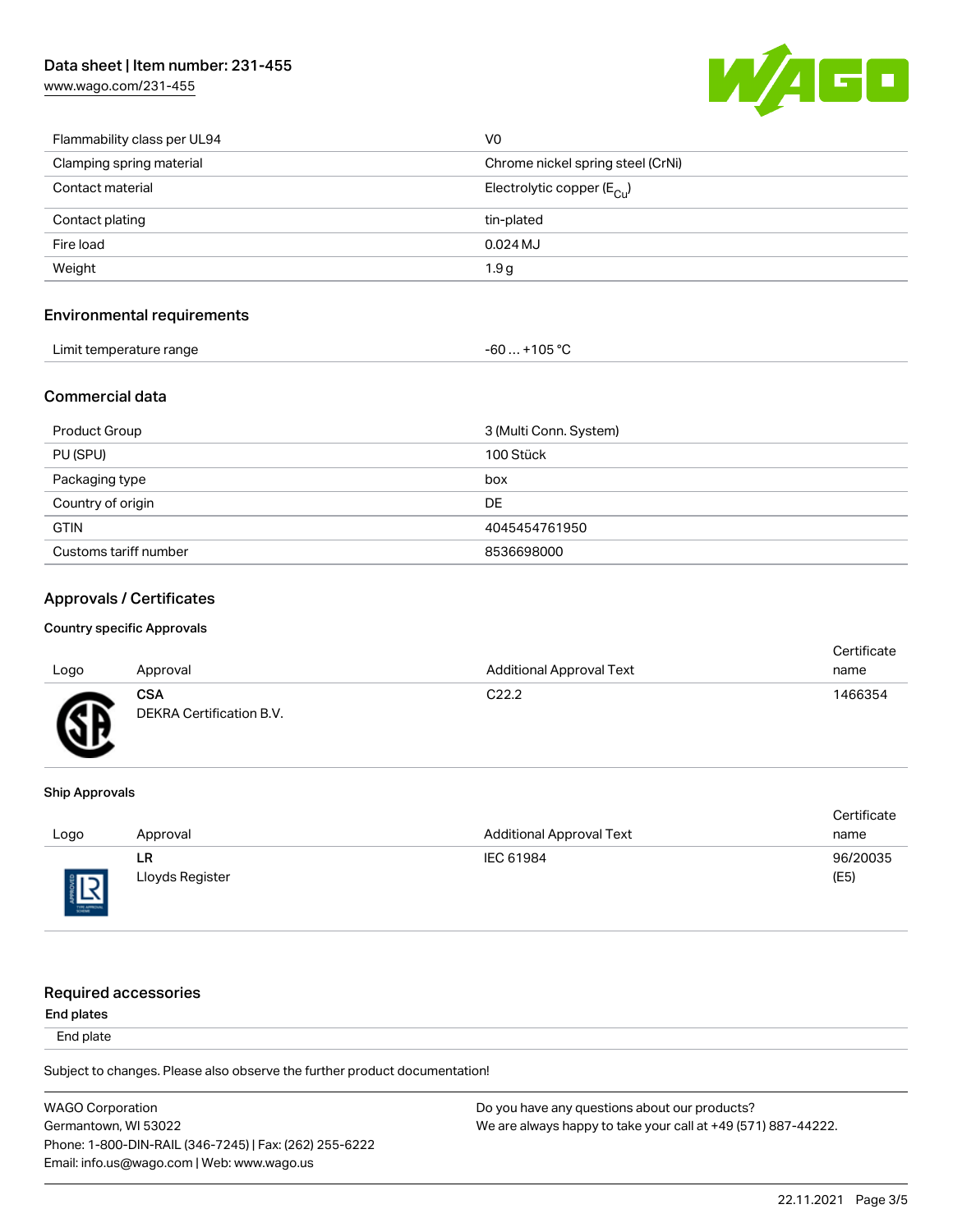| | |
|---|---|
| Flammability class per UL94 | V0 |
| Clamping spring material | Chrome nickel spring steel (CrNi) |
| Contact material | Electrolytic copper ($E_{Cu}$) |
| Contact plating | tin-plated |
| Fire load | 0.024 MJ |
| Weight | 1.9 g |

## Environmental requirements

| | |
|---|---|
| Limit temperature range | -60 … +105 °C |

## Commercial data

| | |
|---|---|
| Product Group | 3 (Multi Conn. System) |
| PU (SPU) | 100 Stück |
| Packaging type | box |
| Country of origin | DE |
| GTIN | 4045454761950 |
| Customs tariff number | 8536698000 |

## Approvals / Certificates

### Country specific Approvals

| Logo | Approval | Additional Approval Text | Certificate name |
|---|---|---|---|
| | **CSA** DEKRA Certification B.V. | C22.2 | 1466354 |

### Ship Approvals

| Logo | Approval | Additional Approval Text | Certificate name |
|---|---|---|---|
| | **LR** Lloyds Register | IEC 61984 | 96/20035 (E5) |

## Required accessories

**End plates**

End plate

Subject to changes. Please also observe the further product documentation!

WAGO Corporation
Germantown, WI 53022
Phone: 1-800-DIN-RAIL (346-7245) | Fax: (262) 255-6222
Email: info.us@wago.com | Web: www.wago.us

Do you have any questions about our products?
We are always happy to take your call at +49 (571) 887-44222.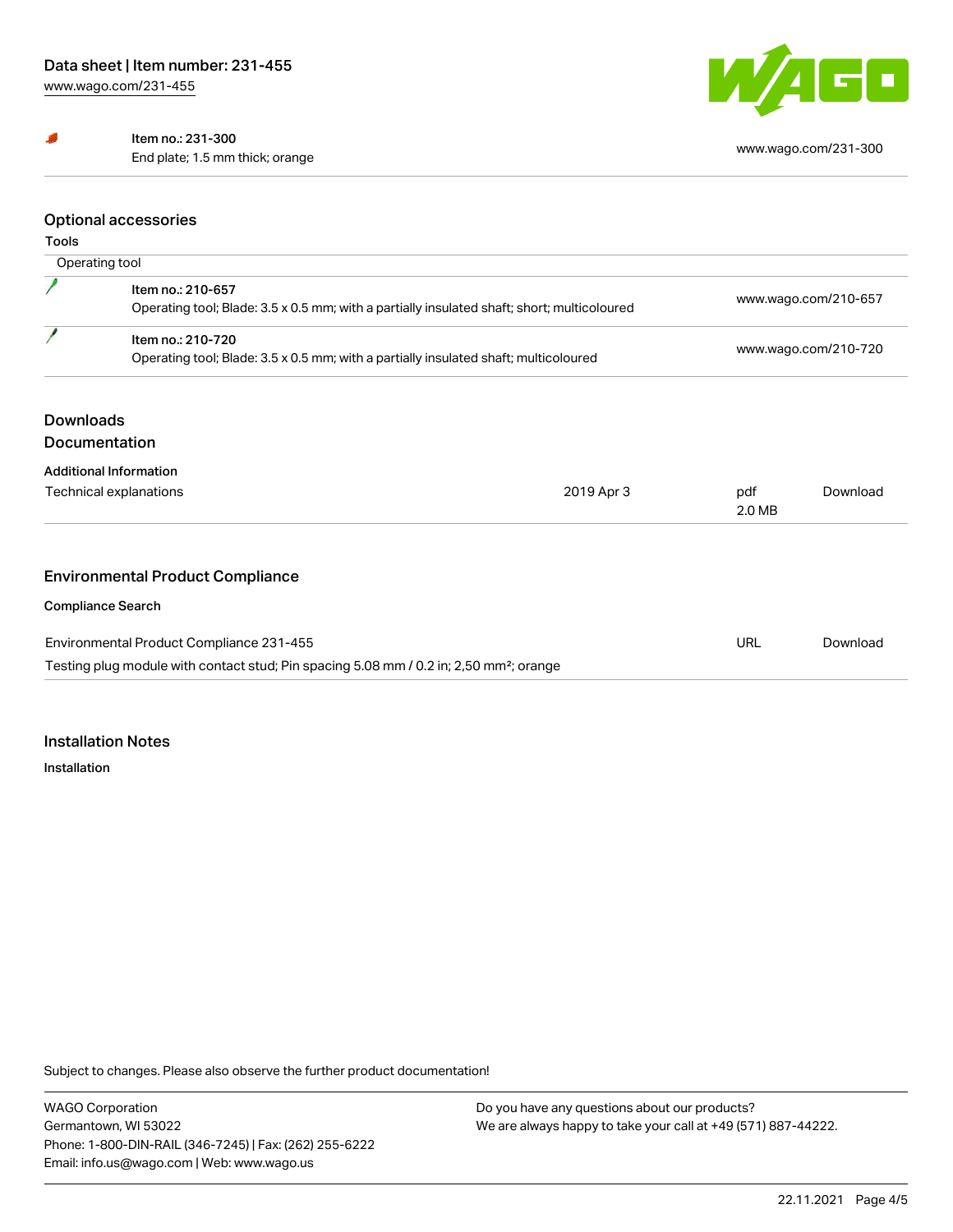| | | |
|---|---|---|
| Item no.: 231-300<br>End plate; 1.5 mm thick; orange | | www.wago.com/231-300 |

## Optional accessories

### Tools

Operating tool

| | | |
|---|---|---|
| | Item no.: 210-657<br>Operating tool; Blade: 3.5 x 0.5 mm; with a partially insulated shaft; short; multicoloured | www.wago.com/210-657 |
| | Item no.: 210-720<br>Operating tool; Blade: 3.5 x 0.5 mm; with a partially insulated shaft; multicoloured | www.wago.com/210-720 |

## Downloads

## Documentation

**Additional Information**

| | | | |
|---|---|---|---|
| Technical explanations | 2019 Apr 3 | pdf<br>2.0 MB | Download |

## Environmental Product Compliance

**Compliance Search**

| | | |
|---|---|---|
| Environmental Product Compliance 231-455<br>Testing plug module with contact stud; Pin spacing 5.08 mm / 0.2 in; 2,50 mm²; orange | URL | Download |

## Installation Notes

**Installation**

Subject to changes. Please also observe the further product documentation!

WAGO Corporation
Germantown, WI 53022
Phone: 1-800-DIN-RAIL (346-7245) | Fax: (262) 255-6222
Email: info.us@wago.com | Web: www.wago.us

Do you have any questions about our products?
We are always happy to take your call at +49 (571) 887-44222.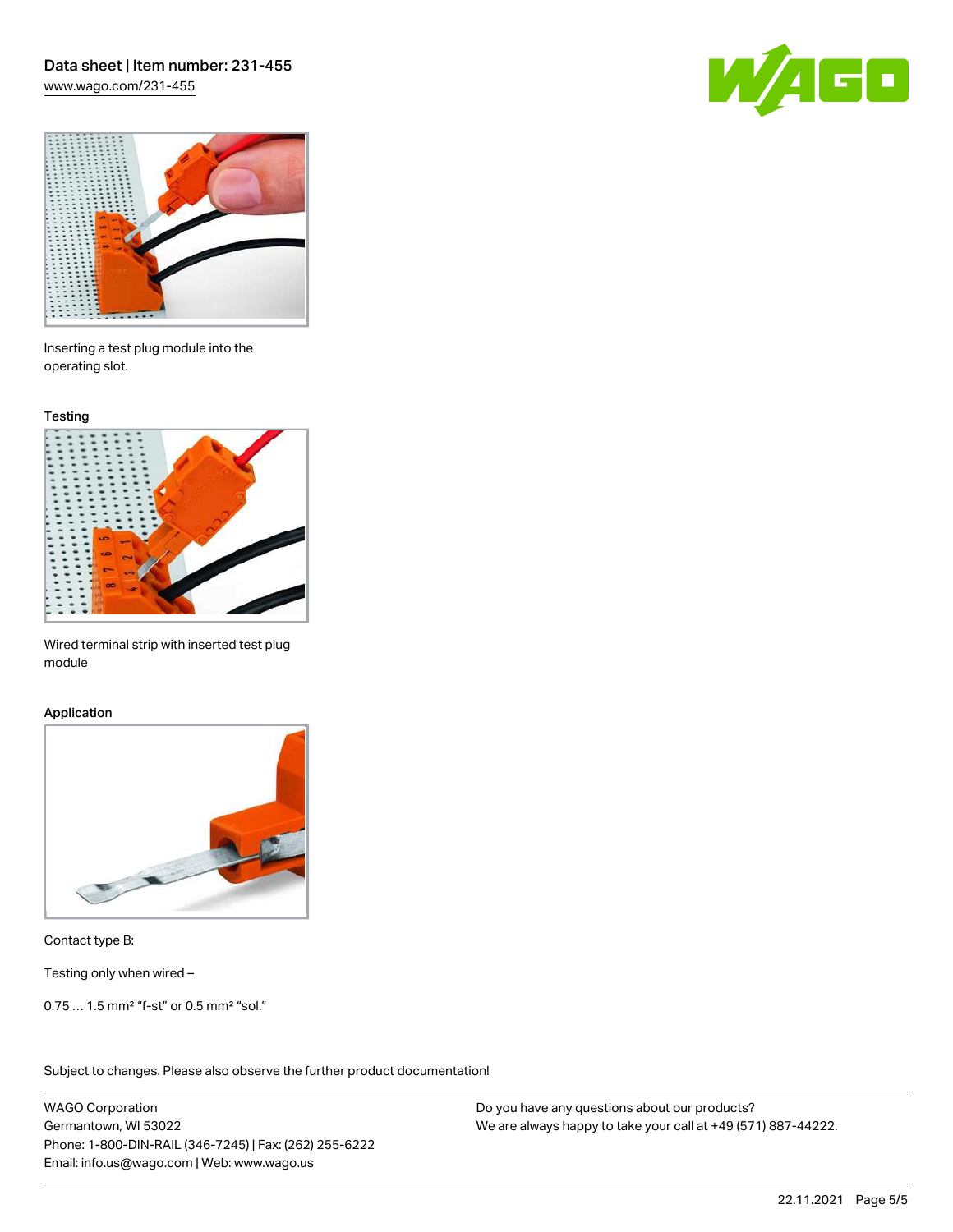Inserting a test plug module into the operating slot.

Testing

Wired terminal strip with inserted test plug module

Application

Contact type B:

Testing only when wired –

0.75 … 1.5 mm² “f-st” or 0.5 mm² “sol.”

Subject to changes. Please also observe the further product documentation!

WAGO Corporation
Germantown, WI 53022
Phone: 1-800-DIN-RAIL (346-7245) | Fax: (262) 255-6222
Email: info.us@wago.com | Web: www.wago.us

Do you have any questions about our products?
We are always happy to take your call at +49 (571) 887-44222.